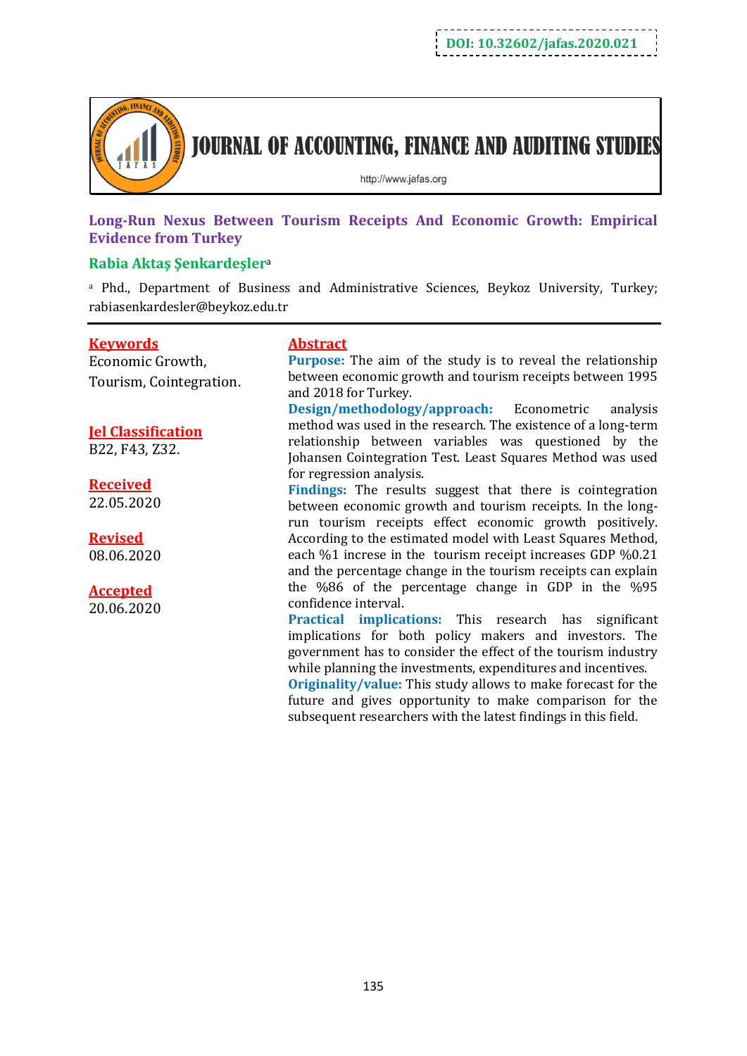DOI: 10.32602/jafas.2020.021

JOURNAL OF ACCOUNTING, FINANCE AND AUDITING STUDIES

http://www.jafas.org

# Long-Run Nexus Between Tourism Receipts And Economic Growth: Empirical Evidence from Turkey

**Rabia Aktaş Şenkardeşler**[a]

[a] Phd., Department of Business and Administrative Sciences, Beykoz University, Turkey; rabiasenkardesler@beykoz.edu.tr

**Keywords**

Economic Growth, Tourism, Cointegration.

**Jel Classification**

B22, F43, Z32.

**Received**

22.05.2020

**Revised**

08.06.2020

**Accepted**

20.06.2020

## Abstract

**Purpose:** The aim of the study is to reveal the relationship between economic growth and tourism receipts between 1995 and 2018 for Turkey.

**Design/methodology/approach:** Econometric analysis method was used in the research. The existence of a long-term relationship between variables was questioned by the Johansen Cointegration Test. Least Squares Method was used for regression analysis.

**Findings:** The results suggest that there is cointegration between economic growth and tourism receipts. In the long-run tourism receipts effect economic growth positively. According to the estimated model with Least Squares Method, each %1 increse in the tourism receipt increases GDP %0.21 and the percentage change in the tourism receipts can explain the %86 of the percentage change in GDP in the %95 confidence interval.

**Practical implications:** This research has significant implications for both policy makers and investors. The government has to consider the effect of the tourism industry while planning the investments, expenditures and incentives.

**Originality/value:** This study allows to make forecast for the future and gives opportunity to make comparison for the subsequent researchers with the latest findings in this field.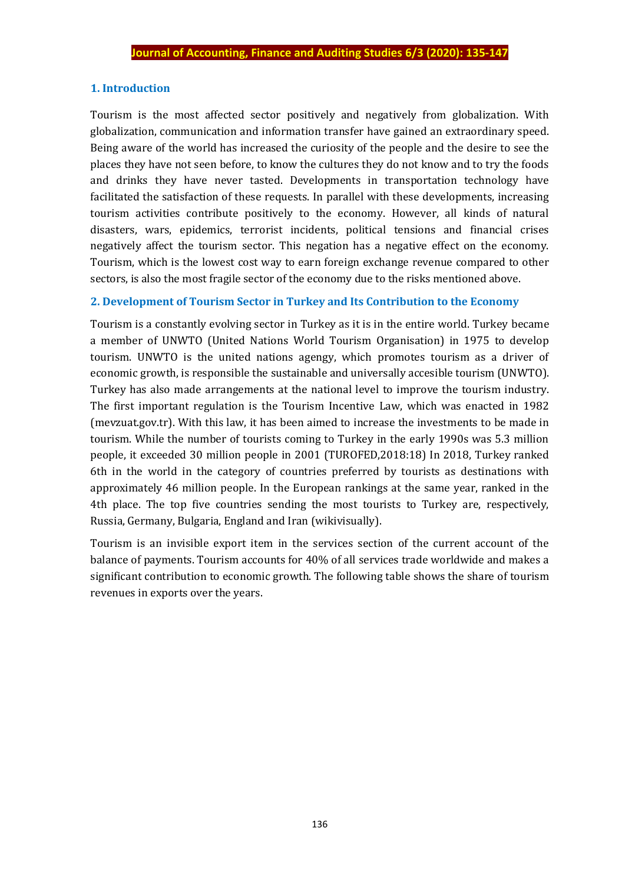## 1. Introduction

Tourism is the most affected sector positively and negatively from globalization. With globalization, communication and information transfer have gained an extraordinary speed. Being aware of the world has increased the curiosity of the people and the desire to see the places they have not seen before, to know the cultures they do not know and to try the foods and drinks they have never tasted. Developments in transportation technology have facilitated the satisfaction of these requests. In parallel with these developments, increasing tourism activities contribute positively to the economy. However, all kinds of natural disasters, wars, epidemics, terrorist incidents, political tensions and financial crises negatively affect the tourism sector. This negation has a negative effect on the economy. Tourism, which is the lowest cost way to earn foreign exchange revenue compared to other sectors, is also the most fragile sector of the economy due to the risks mentioned above.

## 2. Development of Tourism Sector in Turkey and Its Contribution to the Economy

Tourism is a constantly evolving sector in Turkey as it is in the entire world. Turkey became a member of UNWTO (United Nations World Tourism Organisation) in 1975 to develop tourism. UNWTO is the united nations agengy, which promotes tourism as a driver of economic growth, is responsible the sustainable and universally accesible tourism (UNWTO). Turkey has also made arrangements at the national level to improve the tourism industry. The first important regulation is the Tourism Incentive Law, which was enacted in 1982 (mevzuat.gov.tr). With this law, it has been aimed to increase the investments to be made in tourism. While the number of tourists coming to Turkey in the early 1990s was 5.3 million people, it exceeded 30 million people in 2001 (TUROFED,2018:18) In 2018, Turkey ranked 6th in the world in the category of countries preferred by tourists as destinations with approximately 46 million people. In the European rankings at the same year, ranked in the 4th place. The top five countries sending the most tourists to Turkey are, respectively, Russia, Germany, Bulgaria, England and Iran (wikivisually).

Tourism is an invisible export item in the services section of the current account of the balance of payments. Tourism accounts for 40% of all services trade worldwide and makes a significant contribution to economic growth. The following table shows the share of tourism revenues in exports over the years.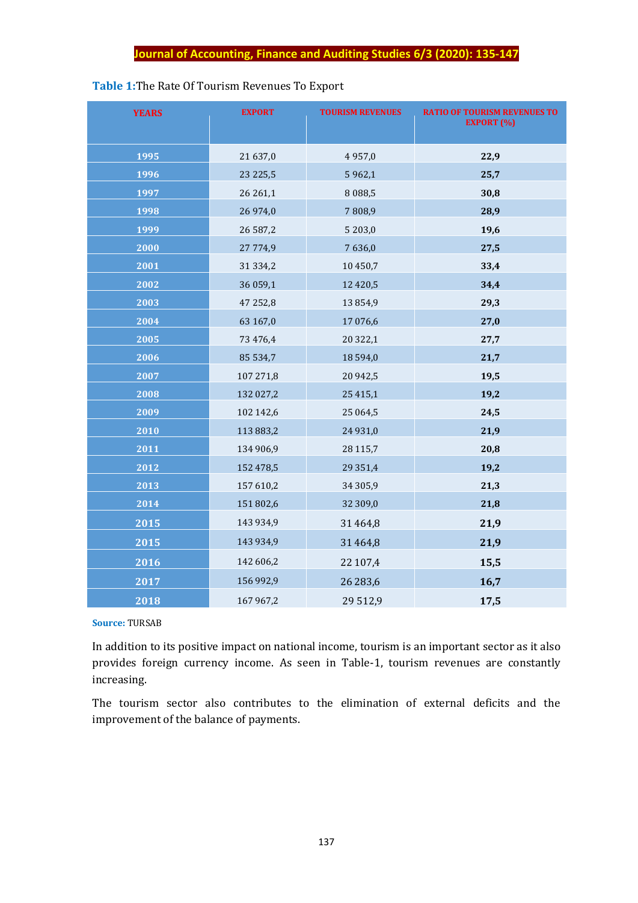**Table 1:** The Rate Of Tourism Revenues To Export

| YEARS | EXPORT | TOURISM REVENUES | RATIO OF TOURISM REVENUES TO EXPORT (%) |
|---|---|---|---|
| 1995 | 21 637,0 | 4 957,0 | **22,9** |
| 1996 | 23 225,5 | 5 962,1 | **25,7** |
| 1997 | 26 261,1 | 8 088,5 | **30,8** |
| 1998 | 26 974,0 | 7 808,9 | **28,9** |
| 1999 | 26 587,2 | 5 203,0 | **19,6** |
| 2000 | 27 774,9 | 7 636,0 | **27,5** |
| 2001 | 31 334,2 | 10 450,7 | **33,4** |
| 2002 | 36 059,1 | 12 420,5 | **34,4** |
| 2003 | 47 252,8 | 13 854,9 | **29,3** |
| 2004 | 63 167,0 | 17 076,6 | **27,0** |
| 2005 | 73 476,4 | 20 322,1 | **27,7** |
| 2006 | 85 534,7 | 18 594,0 | **21,7** |
| 2007 | 107 271,8 | 20 942,5 | **19,5** |
| 2008 | 132 027,2 | 25 415,1 | **19,2** |
| 2009 | 102 142,6 | 25 064,5 | **24,5** |
| 2010 | 113 883,2 | 24 931,0 | **21,9** |
| 2011 | 134 906,9 | 28 115,7 | **20,8** |
| 2012 | 152 478,5 | 29 351,4 | **19,2** |
| 2013 | 157 610,2 | 34 305,9 | **21,3** |
| 2014 | 151 802,6 | 32 309,0 | **21,8** |
| 2015 | 143 934,9 | 31 464,8 | **21,9** |
| 2015 | 143 934,9 | 31 464,8 | **21,9** |
| 2016 | 142 606,2 | 22 107,4 | **15,5** |
| 2017 | 156 992,9 | 26 283,6 | **16,7** |
| 2018 | 167 967,2 | 29 512,9 | **17,5** |

**Source:** TURSAB

In addition to its positive impact on national income, tourism is an important sector as it also provides foreign currency income. As seen in Table-1, tourism revenues are constantly increasing.

The tourism sector also contributes to the elimination of external deficits and the improvement of the balance of payments.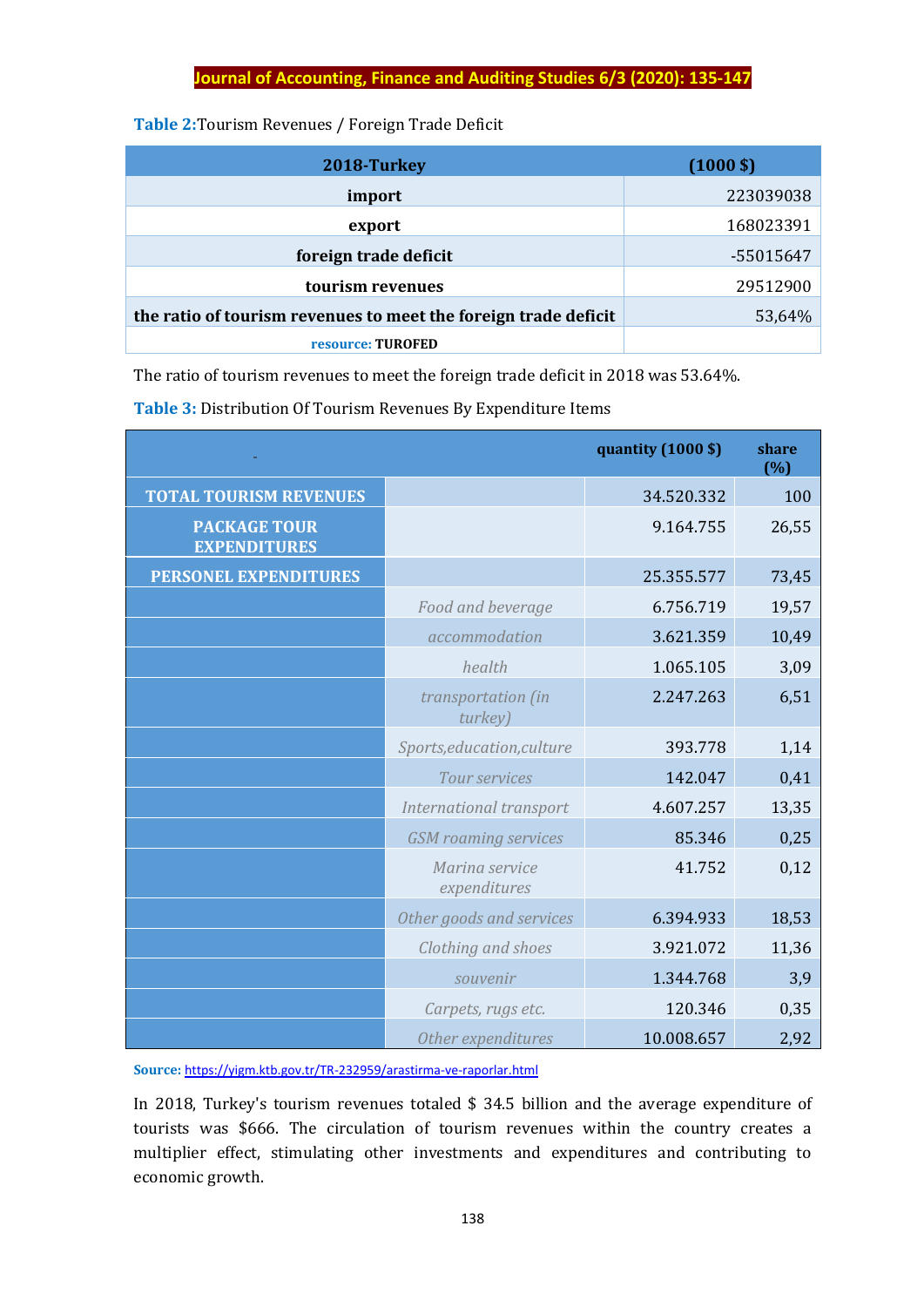**Table 2:** Tourism Revenues / Foreign Trade Deficit

| 2018-Turkey | (1000 $) |
|---|---|
| import | 223039038 |
| export | 168023391 |
| foreign trade deficit | -55015647 |
| tourism revenues | 29512900 |
| the ratio of tourism revenues to meet the foreign trade deficit | 53,64% |
| resource: TUROFED | |

The ratio of tourism revenues to meet the foreign trade deficit in 2018 was 53.64%.

**Table 3:** Distribution Of Tourism Revenues By Expenditure Items

| - | | quantity (1000 $) | share (%) |
|---|---|---|---|
| TOTAL TOURISM REVENUES | | 34.520.332 | 100 |
| PACKAGE TOUR EXPENDITURES | | 9.164.755 | 26,55 |
| PERSONEL EXPENDITURES | | 25.355.577 | 73,45 |
| | *Food and beverage* | 6.756.719 | 19,57 |
| | *accommodation* | 3.621.359 | 10,49 |
| | *health* | 1.065.105 | 3,09 |
| | *transportation (in turkey)* | 2.247.263 | 6,51 |
| | *Sports,education,culture* | 393.778 | 1,14 |
| | *Tour services* | 142.047 | 0,41 |
| | *International transport* | 4.607.257 | 13,35 |
| | *GSM roaming services* | 85.346 | 0,25 |
| | *Marina service expenditures* | 41.752 | 0,12 |
| | *Other goods and services* | 6.394.933 | 18,53 |
| | *Clothing and shoes* | 3.921.072 | 11,36 |
| | *souvenir* | 1.344.768 | 3,9 |
| | *Carpets, rugs etc.* | 120.346 | 0,35 |
| | *Other expenditures* | 10.008.657 | 2,92 |

**Source:** https://yigm.ktb.gov.tr/TR-232959/arastirma-ve-raporlar.html

In 2018, Turkey's tourism revenues totaled $ 34.5 billion and the average expenditure of tourists was $666. The circulation of tourism revenues within the country creates a multiplier effect, stimulating other investments and expenditures and contributing to economic growth.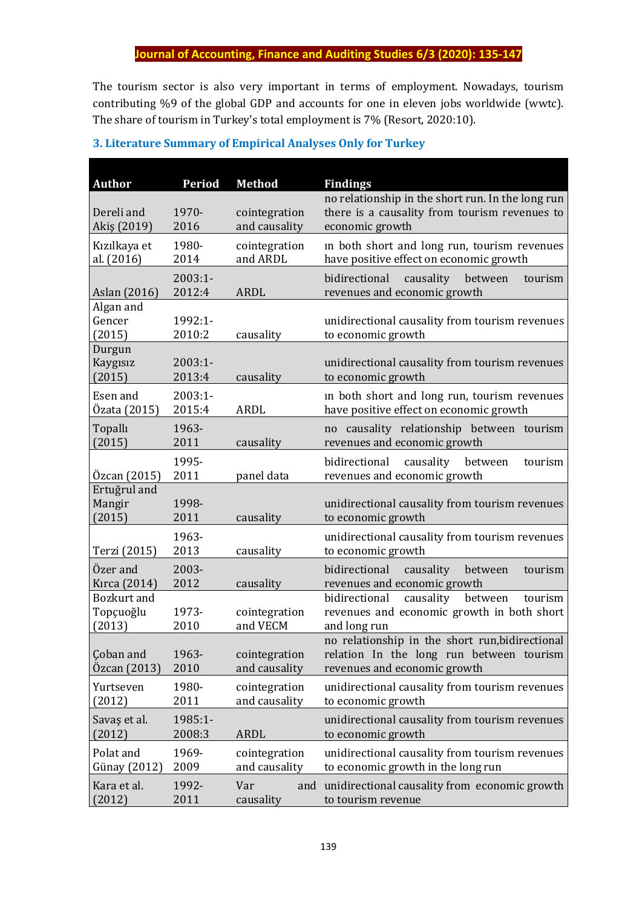The tourism sector is also very important in terms of employment. Nowadays, tourism contributing %9 of the global GDP and accounts for one in eleven jobs worldwide (wwtc). The share of tourism in Turkey's total employment is 7% (Resort, 2020:10).

### 3. Literature Summary of Empirical Analyses Only for Turkey

| Author | Period | Method | Findings |
|---|---|---|---|
| Dereli and Akiş (2019) | 1970-2016 | cointegration and causality | no relationship in the short run. In the long run there is a causality from tourism revenues to economic growth |
| Kızılkaya et al. (2016) | 1980-2014 | cointegration and ARDL | ın both short and long run, tourism revenues have positive effect on economic growth |
| Aslan (2016) | 2003:1-2012:4 | ARDL | bidirectional causality between tourism revenues and economic growth |
| Algan and Gencer (2015) | 1992:1-2010:2 | causality | unidirectional causality from tourism revenues to economic growth |
| Durgun Kaygısız (2015) | 2003:1-2013:4 | causality | unidirectional causality from tourism revenues to economic growth |
| Esen and Özata (2015) | 2003:1-2015:4 | ARDL | ın both short and long run, tourism revenues have positive effect on economic growth |
| Topallı (2015) | 1963-2011 | causality | no causality relationship between tourism revenues and economic growth |
| Özcan (2015) | 1995-2011 | panel data | bidirectional causality between tourism revenues and economic growth |
| Ertuğrul and Mangir (2015) | 1998-2011 | causality | unidirectional causality from tourism revenues to economic growth |
| Terzi (2015) | 1963-2013 | causality | unidirectional causality from tourism revenues to economic growth |
| Özer and Kırca (2014) | 2003-2012 | causality | bidirectional causality between tourism revenues and economic growth |
| Bozkurt and Topçuoğlu (2013) | 1973-2010 | cointegration and VECM | bidirectional causality between tourism revenues and economic growth in both short and long run |
| Çoban and Özcan (2013) | 1963-2010 | cointegration and causality | no relationship in the short run,bidirectional relation In the long run between tourism revenues and economic growth |
| Yurtseven (2012) | 1980-2011 | cointegration and causality | unidirectional causality from tourism revenues to economic growth |
| Savaş et al. (2012) | 1985:1-2008:3 | ARDL | unidirectional causality from tourism revenues to economic growth |
| Polat and Günay (2012) | 1969-2009 | cointegration and causality | unidirectional causality from tourism revenues to economic growth in the long run |
| Kara et al. (2012) | 1992-2011 | Var and causality | unidirectional causality from economic growth to tourism revenue |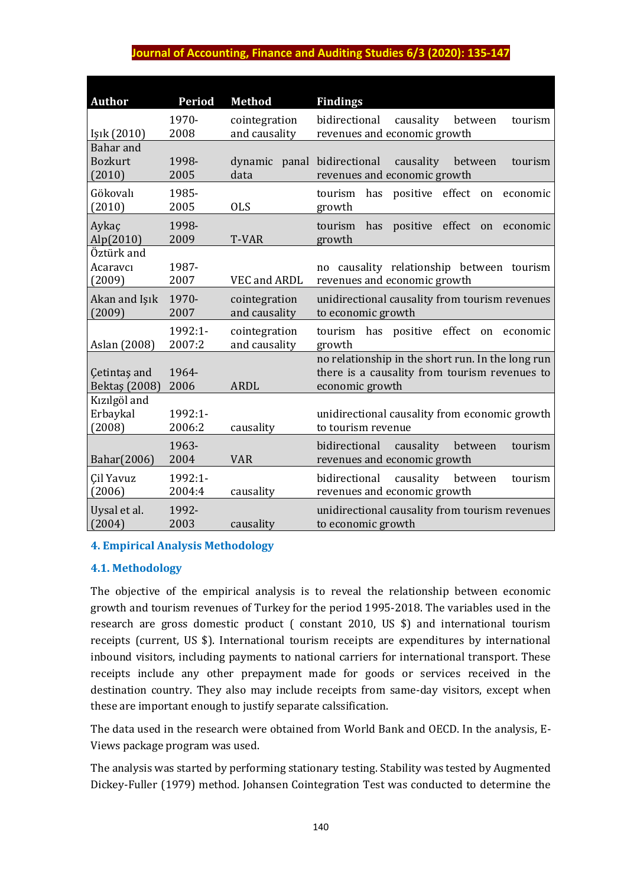| Author | Period | Method | Findings |
|---|---|---|---|
| Işık (2010) | 1970-2008 | cointegration and causality | bidirectional causality between tourism revenues and economic growth |
| Bahar and Bozkurt (2010) | 1998-2005 | dynamic panal data | bidirectional causality between tourism revenues and economic growth |
| Gökovalı (2010) | 1985-2005 | OLS | tourism has positive effect on economic growth |
| Aykaç Alp(2010) | 1998-2009 | T-VAR | tourism has positive effect on economic growth |
| Öztürk and Acaravcı (2009) | 1987-2007 | VEC and ARDL | no causality relationship between tourism revenues and economic growth |
| Akan and Işık (2009) | 1970-2007 | cointegration and causality | unidirectional causality from tourism revenues to economic growth |
| Aslan (2008) | 1992:1-2007:2 | cointegration and causality | tourism has positive effect on economic growth |
| Çetintaş and Bektaş (2008) | 1964-2006 | ARDL | no relationship in the short run. In the long run there is a causality from tourism revenues to economic growth |
| Kızılgöl and Erbaykal (2008) | 1992:1-2006:2 | causality | unidirectional causality from economic growth to tourism revenue |
| Bahar(2006) | 1963-2004 | VAR | bidirectional causality between tourism revenues and economic growth |
| Çil Yavuz (2006) | 1992:1-2004:4 | causality | bidirectional causality between tourism revenues and economic growth |
| Uysal et al. (2004) | 1992-2003 | causality | unidirectional causality from tourism revenues to economic growth |

## 4. Empirical Analysis Methodology

### 4.1. Methodology

The objective of the empirical analysis is to reveal the relationship between economic growth and tourism revenues of Turkey for the period 1995-2018. The variables used in the research are gross domestic product ( constant 2010, US $) and international tourism receipts (current, US $). International tourism receipts are expenditures by international inbound visitors, including payments to national carriers for international transport. These receipts include any other prepayment made for goods or services received in the destination country. They also may include receipts from same-day visitors, except when these are important enough to justify separate calssification.

The data used in the research were obtained from World Bank and OECD. In the analysis, E-Views package program was used.

The analysis was started by performing stationary testing. Stability was tested by Augmented Dickey-Fuller (1979) method. Johansen Cointegration Test was conducted to determine the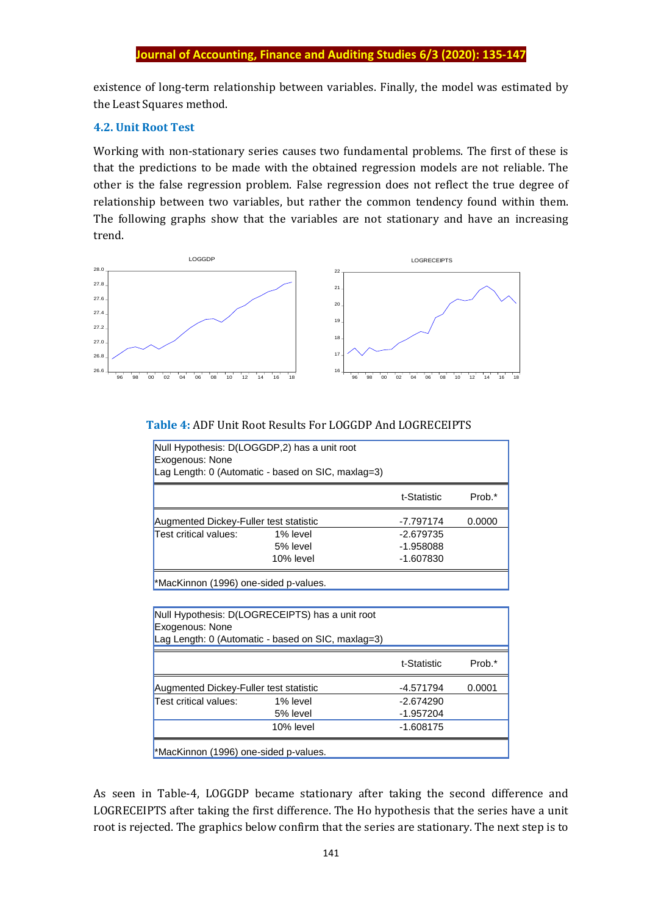existence of long-term relationship between variables. Finally, the model was estimated by the Least Squares method.

### 4.2. Unit Root Test

Working with non-stationary series causes two fundamental problems. The first of these is that the predictions to be made with the obtained regression models are not reliable. The other is the false regression problem. False regression does not reflect the true degree of relationship between two variables, but rather the common tendency found within them. The following graphs show that the variables are not stationary and have an increasing trend.

**Table 4:** ADF Unit Root Results For LOGGDP And LOGRECEIPTS

Null Hypothesis: D(LOGGDP,2) has a unit root
Exogenous: None
Lag Length: 0 (Automatic - based on SIC, maxlag=3)

| | | t-Statistic | Prob.* |
|---|---|---|---|
| Augmented Dickey-Fuller test statistic | | -7.797174 | 0.0000 |
| Test critical values: | 1% level | -2.679735 | |
| | 5% level | -1.958088 | |
| | 10% level | -1.607830 | |

*MacKinnon (1996) one-sided p-values.

Null Hypothesis: D(LOGRECEIPTS) has a unit root
Exogenous: None
Lag Length: 0 (Automatic - based on SIC, maxlag=3)

| | | t-Statistic | Prob.* |
|---|---|---|---|
| Augmented Dickey-Fuller test statistic | | -4.571794 | 0.0001 |
| Test critical values: | 1% level | -2.674290 | |
| | 5% level | -1.957204 | |
| | 10% level | -1.608175 | |

*MacKinnon (1996) one-sided p-values.

As seen in Table-4, LOGGDP became stationary after taking the second difference and LOGRECEIPTS after taking the first difference. The Ho hypothesis that the series have a unit root is rejected. The graphics below confirm that the series are stationary. The next step is to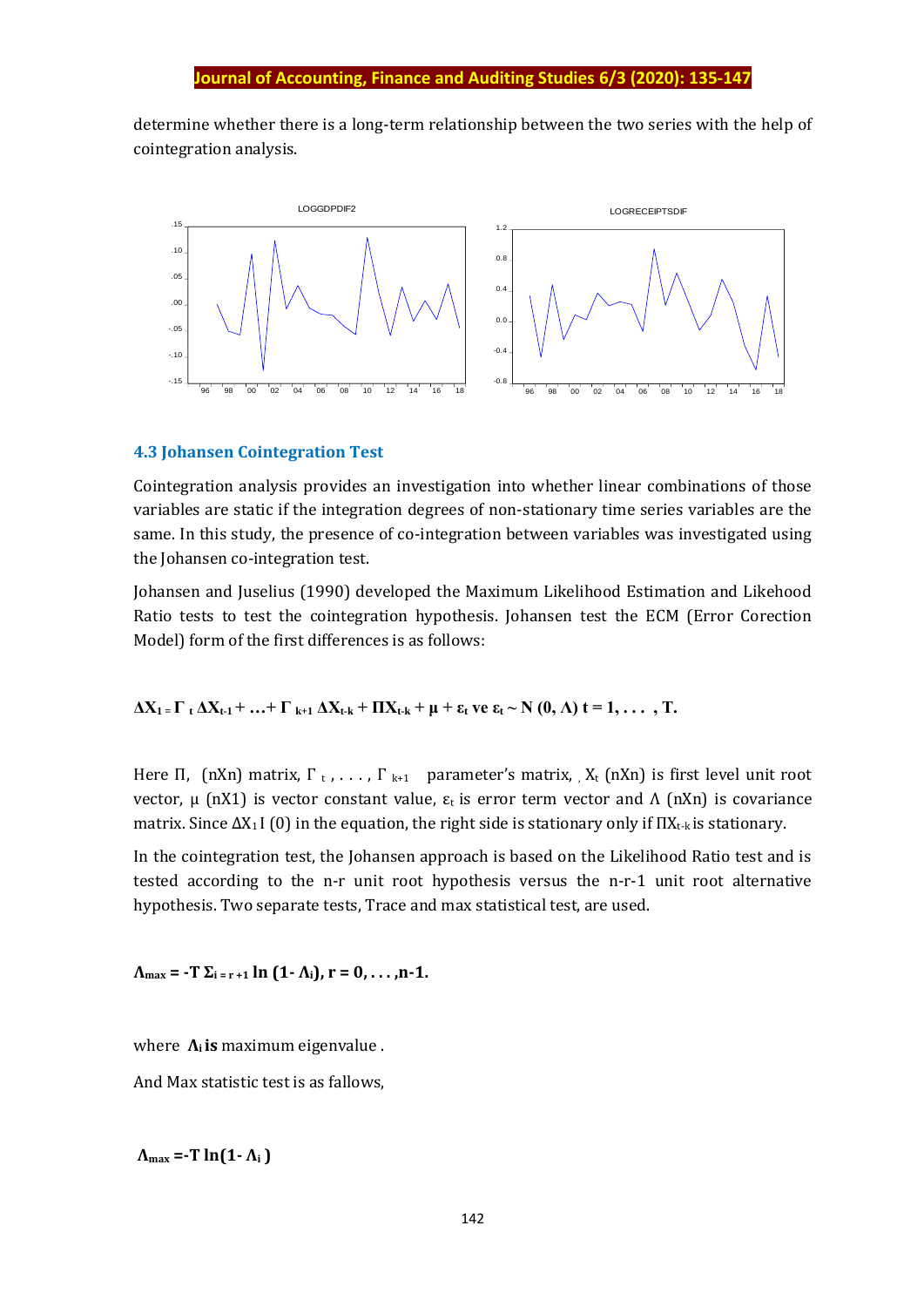determine whether there is a long-term relationship between the two series with the help of cointegration analysis.

### 4.3 Johansen Cointegration Test

Cointegration analysis provides an investigation into whether linear combinations of those variables are static if the integration degrees of non-stationary time series variables are the same. In this study, the presence of co-integration between variables was investigated using the Johansen co-integration test.

Johansen and Juselius (1990) developed the Maximum Likelihood Estimation and Likehood Ratio tests to test the cointegration hypothesis. Johansen test the ECM (Error Corection Model) form of the first differences is as follows:

$$\Delta X_1 = \Gamma_t \Delta X_{t-1} + \ldots + \Gamma_{k+1} \Delta X_{t-k} + \Pi X_{t-k} + \mu + \varepsilon_t \text{ ve } \varepsilon_t \sim N(0, \Lambda) \; t = 1, \ldots, T.$$

Here $\Pi$, (nXn) matrix, $\Gamma_t, \ldots, \Gamma_{k+1}$ parameter's matrix, $X_t$ (nXn) is first level unit root vector, $\mu$ (nX1) is vector constant value, $\varepsilon_t$ is error term vector and $\Lambda$ (nXn) is covariance matrix. Since $\Delta X_1 I(0)$ in the equation, the right side is stationary only if $\Pi X_{t-k}$ is stationary.

In the cointegration test, the Johansen approach is based on the Likelihood Ratio test and is tested according to the n-r unit root hypothesis versus the n-r-1 unit root alternative hypothesis. Two separate tests, Trace and max statistical test, are used.

$$\Lambda_{max} = -T \Sigma_{i=r+1} \ln(1-\Lambda_i), \; r = 0, \ldots, n-1.$$

where $\Lambda_i$ **is** maximum eigenvalue .

And Max statistic test is as fallows,

$$\Lambda_{max} = -T \ln(1-\Lambda_i)$$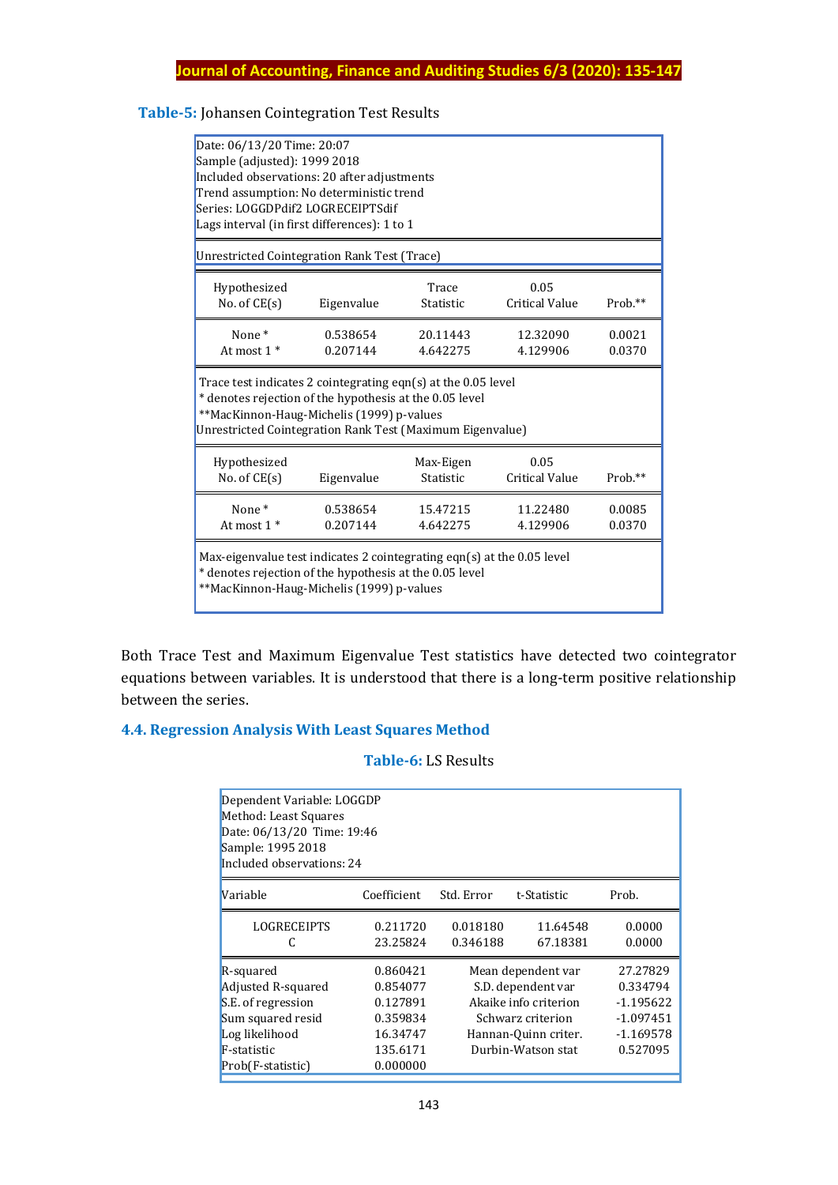**Table-5:** Johansen Cointegration Test Results

Date: 06/13/20 Time: 20:07
Sample (adjusted): 1999 2018
Included observations: 20 after adjustments
Trend assumption: No deterministic trend
Series: LOGGDPdif2 LOGRECEIPTSdif
Lags interval (in first differences): 1 to 1

Unrestricted Cointegration Rank Test (Trace)

| Hypothesized No. of CE(s) | Eigenvalue | Trace Statistic | 0.05 Critical Value | Prob.** |
|---|---|---|---|---|
| None * | 0.538654 | 20.11443 | 12.32090 | 0.0021 |
| At most 1 * | 0.207144 | 4.642275 | 4.129906 | 0.0370 |

Trace test indicates 2 cointegrating eqn(s) at the 0.05 level
* denotes rejection of the hypothesis at the 0.05 level
**MacKinnon-Haug-Michelis (1999) p-values

Unrestricted Cointegration Rank Test (Maximum Eigenvalue)

| Hypothesized No. of CE(s) | Eigenvalue | Max-Eigen Statistic | 0.05 Critical Value | Prob.** |
|---|---|---|---|---|
| None * | 0.538654 | 15.47215 | 11.22480 | 0.0085 |
| At most 1 * | 0.207144 | 4.642275 | 4.129906 | 0.0370 |

Max-eigenvalue test indicates 2 cointegrating eqn(s) at the 0.05 level
* denotes rejection of the hypothesis at the 0.05 level
**MacKinnon-Haug-Michelis (1999) p-values

Both Trace Test and Maximum Eigenvalue Test statistics have detected two cointegrator equations between variables. It is understood that there is a long-term positive relationship between the series.

### 4.4. Regression Analysis With Least Squares Method

**Table-6:** LS Results

Dependent Variable: LOGGDP
Method: Least Squares
Date: 06/13/20 Time: 19:46
Sample: 1995 2018
Included observations: 24

| Variable | Coefficient | Std. Error | t-Statistic | Prob. |
|---|---|---|---|---|
| LOGRECEIPTS | 0.211720 | 0.018180 | 11.64548 | 0.0000 |
| C | 23.25824 | 0.346188 | 67.18381 | 0.0000 |

| | | | |
|---|---|---|---|
| R-squared | 0.860421 | Mean dependent var | 27.27829 |
| Adjusted R-squared | 0.854077 | S.D. dependent var | 0.334794 |
| S.E. of regression | 0.127891 | Akaike info criterion | -1.195622 |
| Sum squared resid | 0.359834 | Schwarz criterion | -1.097451 |
| Log likelihood | 16.34747 | Hannan-Quinn criter. | -1.169578 |
| F-statistic | 135.6171 | Durbin-Watson stat | 0.527095 |
| Prob(F-statistic) | 0.000000 | | |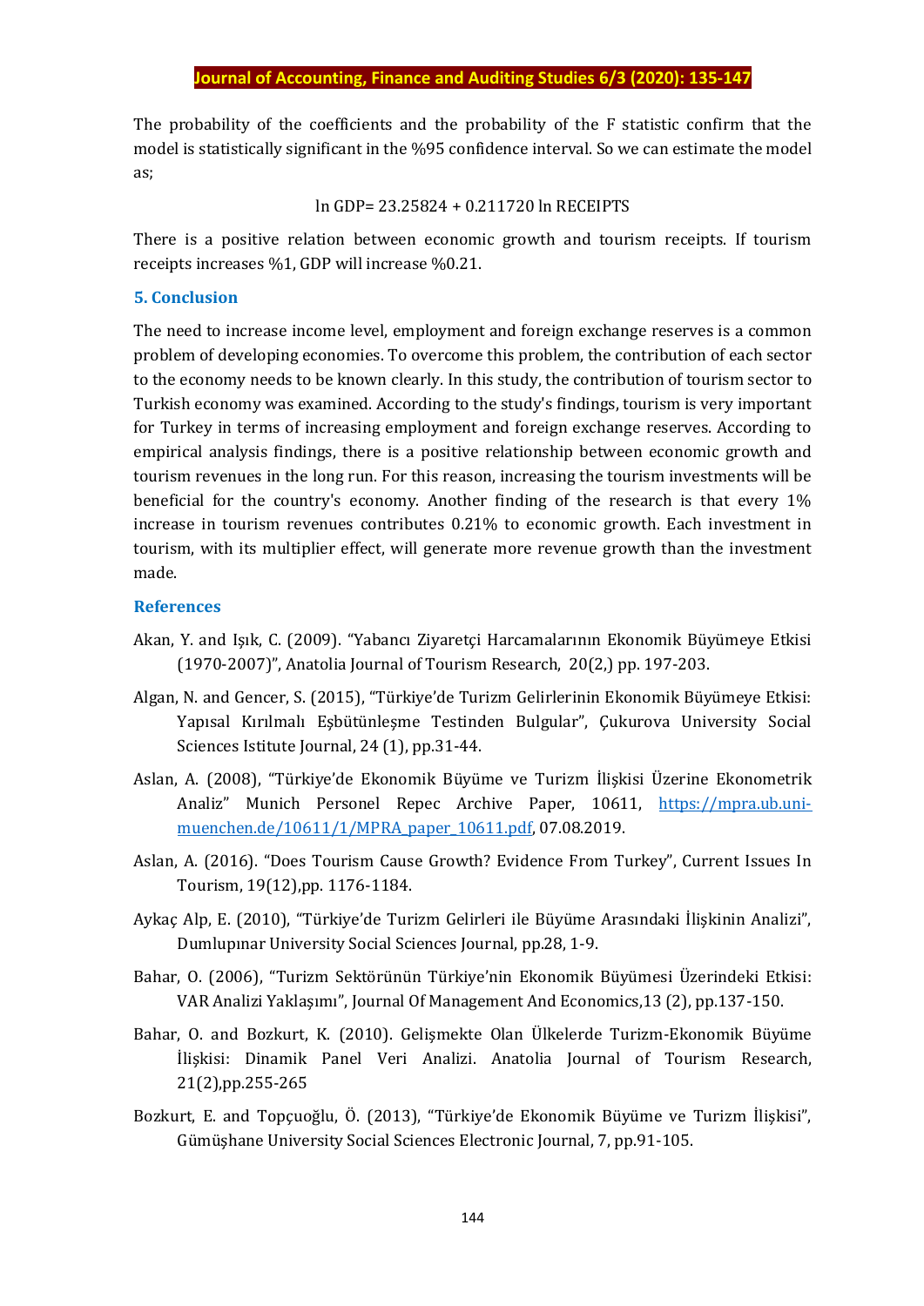The probability of the coefficients and the probability of the F statistic confirm that the model is statistically significant in the %95 confidence interval. So we can estimate the model as;

$$\ln GDP = 23.25824 + 0.211720 \ln RECEIPTS$$

There is a positive relation between economic growth and tourism receipts. If tourism receipts increases %1, GDP will increase %0.21.

## 5. Conclusion

The need to increase income level, employment and foreign exchange reserves is a common problem of developing economies. To overcome this problem, the contribution of each sector to the economy needs to be known clearly. In this study, the contribution of tourism sector to Turkish economy was examined. According to the study's findings, tourism is very important for Turkey in terms of increasing employment and foreign exchange reserves. According to empirical analysis findings, there is a positive relationship between economic growth and tourism revenues in the long run. For this reason, increasing the tourism investments will be beneficial for the country's economy. Another finding of the research is that every 1% increase in tourism revenues contributes 0.21% to economic growth. Each investment in tourism, with its multiplier effect, will generate more revenue growth than the investment made.

## References

Akan, Y. and Işık, C. (2009). "Yabancı Ziyaretçi Harcamalarının Ekonomik Büyümeye Etkisi (1970-2007)", Anatolia Journal of Tourism Research, 20(2,) pp. 197-203.

Algan, N. and Gencer, S. (2015), "Türkiye'de Turizm Gelirlerinin Ekonomik Büyümeye Etkisi: Yapısal Kırılmalı Eşbütünleşme Testinden Bulgular", Çukurova University Social Sciences Istitute Journal, 24 (1), pp.31-44.

Aslan, A. (2008), "Türkiye'de Ekonomik Büyüme ve Turizm İlişkisi Üzerine Ekonometrik Analiz" Munich Personel Repec Archive Paper, 10611, https://mpra.ub.uni-muenchen.de/10611/1/MPRA_paper_10611.pdf, 07.08.2019.

Aslan, A. (2016). "Does Tourism Cause Growth? Evidence From Turkey", Current Issues In Tourism, 19(12),pp. 1176-1184.

Aykaç Alp, E. (2010), "Türkiye'de Turizm Gelirleri ile Büyüme Arasındaki İlişkinin Analizi", Dumlupınar University Social Sciences Journal, pp.28, 1-9.

Bahar, O. (2006), "Turizm Sektörünün Türkiye'nin Ekonomik Büyümesi Üzerindeki Etkisi: VAR Analizi Yaklaşımı", Journal Of Management And Economics,13 (2), pp.137-150.

Bahar, O. and Bozkurt, K. (2010). Gelişmekte Olan Ülkelerde Turizm-Ekonomik Büyüme İlişkisi: Dinamik Panel Veri Analizi. Anatolia Journal of Tourism Research, 21(2),pp.255-265

Bozkurt, E. and Topçuoğlu, Ö. (2013), "Türkiye'de Ekonomik Büyüme ve Turizm İlişkisi", Gümüşhane University Social Sciences Electronic Journal, 7, pp.91-105.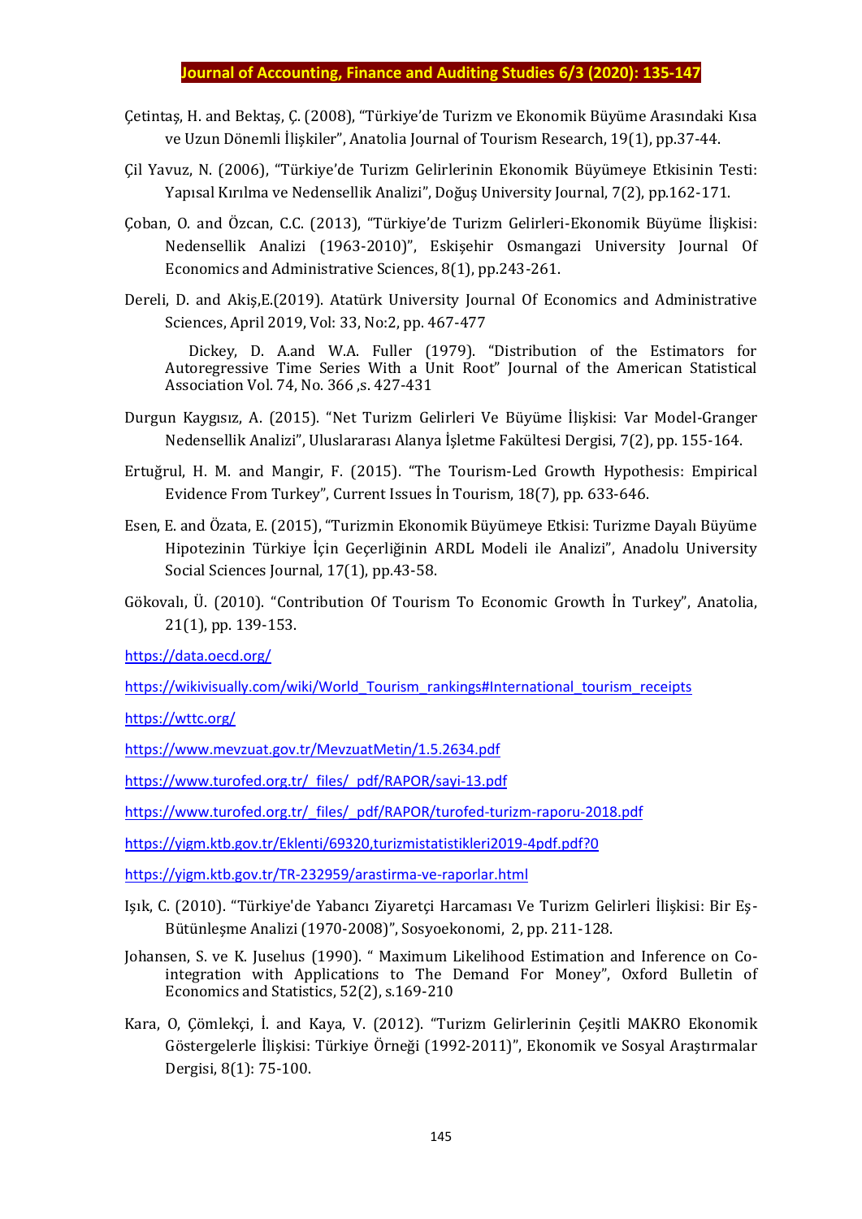Çetintaş, H. and Bektaş, Ç. (2008), "Türkiye'de Turizm ve Ekonomik Büyüme Arasındaki Kısa ve Uzun Dönemli İlişkiler", Anatolia Journal of Tourism Research, 19(1), pp.37-44.

Çil Yavuz, N. (2006), "Türkiye'de Turizm Gelirlerinin Ekonomik Büyümeye Etkisinin Testi: Yapısal Kırılma ve Nedensellik Analizi", Doğuş University Journal, 7(2), pp.162-171.

Çoban, O. and Özcan, C.C. (2013), "Türkiye'de Turizm Gelirleri-Ekonomik Büyüme İlişkisi: Nedensellik Analizi (1963-2010)", Eskişehir Osmangazi University Journal Of Economics and Administrative Sciences, 8(1), pp.243-261.

Dereli, D. and Akiş,E.(2019). Atatürk University Journal Of Economics and Administrative Sciences, April 2019, Vol: 33, No:2, pp. 467-477

Dickey, D. A.and W.A. Fuller (1979). "Distribution of the Estimators for Autoregressive Time Series With a Unit Root" Journal of the American Statistical Association Vol. 74, No. 366 ,s. 427-431

Durgun Kaygısız, A. (2015). "Net Turizm Gelirleri Ve Büyüme İlişkisi: Var Model-Granger Nedensellik Analizi", Uluslararası Alanya İşletme Fakültesi Dergisi, 7(2), pp. 155-164.

Ertuğrul, H. M. and Mangir, F. (2015). "The Tourism-Led Growth Hypothesis: Empirical Evidence From Turkey", Current Issues İn Tourism, 18(7), pp. 633-646.

Esen, E. and Özata, E. (2015), "Turizmin Ekonomik Büyümeye Etkisi: Turizme Dayalı Büyüme Hipotezinin Türkiye İçin Geçerliğinin ARDL Modeli ile Analizi", Anadolu University Social Sciences Journal, 17(1), pp.43-58.

Gökovalı, Ü. (2010). "Contribution Of Tourism To Economic Growth İn Turkey", Anatolia, 21(1), pp. 139-153.

https://data.oecd.org/

https://wikivisually.com/wiki/World_Tourism_rankings#International_tourism_receipts

https://wttc.org/

https://www.mevzuat.gov.tr/MevzuatMetin/1.5.2634.pdf

https://www.turofed.org.tr/_files/_pdf/RAPOR/sayi-13.pdf

https://www.turofed.org.tr/_files/_pdf/RAPOR/turofed-turizm-raporu-2018.pdf

https://yigm.ktb.gov.tr/Eklenti/69320,turizmistatistikleri2019-4pdf.pdf?0

https://yigm.ktb.gov.tr/TR-232959/arastirma-ve-raporlar.html

Işık, C. (2010). "Türkiye'de Yabancı Ziyaretçi Harcaması Ve Turizm Gelirleri İlişkisi: Bir Eş-Bütünleşme Analizi (1970-2008)", Sosyoekonomi, 2, pp. 211-128.

Johansen, S. ve K. Juselıus (1990). " Maximum Likelihood Estimation and Inference on Co-integration with Applications to The Demand For Money", Oxford Bulletin of Economics and Statistics, 52(2), s.169-210

Kara, O, Çömlekçi, İ. and Kaya, V. (2012). "Turizm Gelirlerinin Çeşitli MAKRO Ekonomik Göstergelerle İlişkisi: Türkiye Örneği (1992-2011)", Ekonomik ve Sosyal Araştırmalar Dergisi, 8(1): 75-100.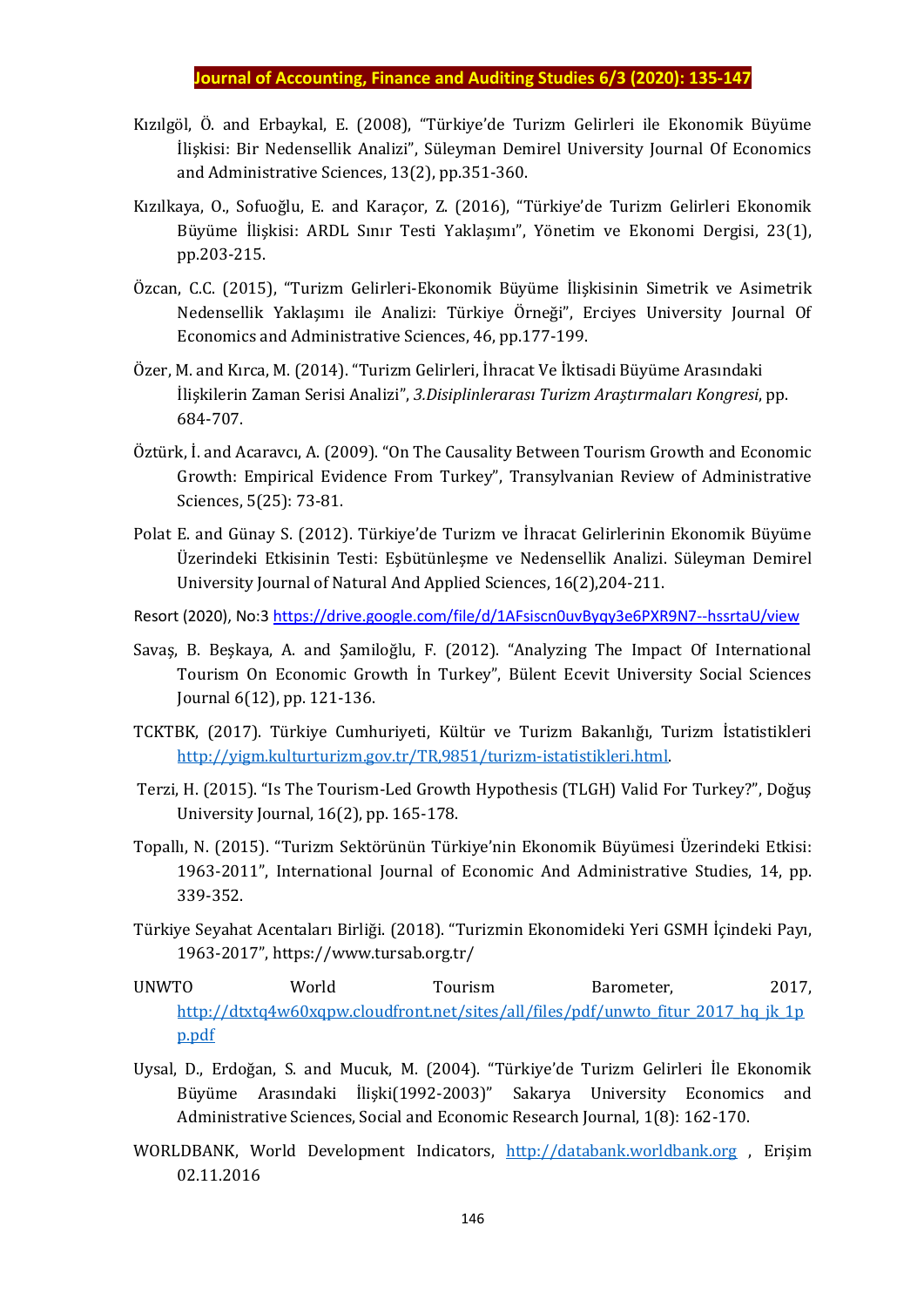Kızılgöl, Ö. and Erbaykal, E. (2008), "Türkiye'de Turizm Gelirleri ile Ekonomik Büyüme İlişkisi: Bir Nedensellik Analizi", Süleyman Demirel University Journal Of Economics and Administrative Sciences, 13(2), pp.351-360.

Kızılkaya, O., Sofuoğlu, E. and Karaçor, Z. (2016), "Türkiye'de Turizm Gelirleri Ekonomik Büyüme İlişkisi: ARDL Sınır Testi Yaklaşımı", Yönetim ve Ekonomi Dergisi, 23(1), pp.203-215.

Özcan, C.C. (2015), "Turizm Gelirleri-Ekonomik Büyüme İlişkisinin Simetrik ve Asimetrik Nedensellik Yaklaşımı ile Analizi: Türkiye Örneği", Erciyes University Journal Of Economics and Administrative Sciences, 46, pp.177-199.

Özer, M. and Kırca, M. (2014). "Turizm Gelirleri, İhracat Ve İktisadi Büyüme Arasındaki İlişkilerin Zaman Serisi Analizi", *3.Disiplinlerarası Turizm Araştırmaları Kongresi*, pp. 684-707.

Öztürk, İ. and Acaravcı, A. (2009). "On The Causality Between Tourism Growth and Economic Growth: Empirical Evidence From Turkey", Transylvanian Review of Administrative Sciences, 5(25): 73-81.

Polat E. and Günay S. (2012). Türkiye'de Turizm ve İhracat Gelirlerinin Ekonomik Büyüme Üzerindeki Etkisinin Testi: Eşbütünleşme ve Nedensellik Analizi. Süleyman Demirel University Journal of Natural And Applied Sciences, 16(2),204-211.

Resort (2020), No:3 https://drive.google.com/file/d/1AFsiscn0uvByqy3e6PXR9N7--hssrtaU/view

Savaş, B. Beşkaya, A. and Şamiloğlu, F. (2012). "Analyzing The Impact Of International Tourism On Economic Growth İn Turkey", Bülent Ecevit University Social Sciences Journal 6(12), pp. 121-136.

TCKTBK, (2017). Türkiye Cumhuriyeti, Kültür ve Turizm Bakanlığı, Turizm İstatistikleri http://yigm.kulturturizm.gov.tr/TR,9851/turizm-istatistikleri.html.

Terzi, H. (2015). "Is The Tourism-Led Growth Hypothesis (TLGH) Valid For Turkey?", Doğuş University Journal, 16(2), pp. 165-178.

Topallı, N. (2015). "Turizm Sektörünün Türkiye'nin Ekonomik Büyümesi Üzerindeki Etkisi: 1963-2011", International Journal of Economic And Administrative Studies, 14, pp. 339-352.

Türkiye Seyahat Acentaları Birliği. (2018). "Turizmin Ekonomideki Yeri GSMH İçindeki Payı, 1963-2017", https://www.tursab.org.tr/

UNWTO World Tourism Barometer, 2017, http://dtxtq4w60xqpw.cloudfront.net/sites/all/files/pdf/unwto_fitur_2017_hq_jk_1pp.pdf

Uysal, D., Erdoğan, S. and Mucuk, M. (2004). "Türkiye'de Turizm Gelirleri İle Ekonomik Büyüme Arasındaki İlişki(1992-2003)" Sakarya University Economics and Administrative Sciences, Social and Economic Research Journal, 1(8): 162-170.

WORLDBANK, World Development Indicators, http://databank.worldbank.org , Erişim 02.11.2016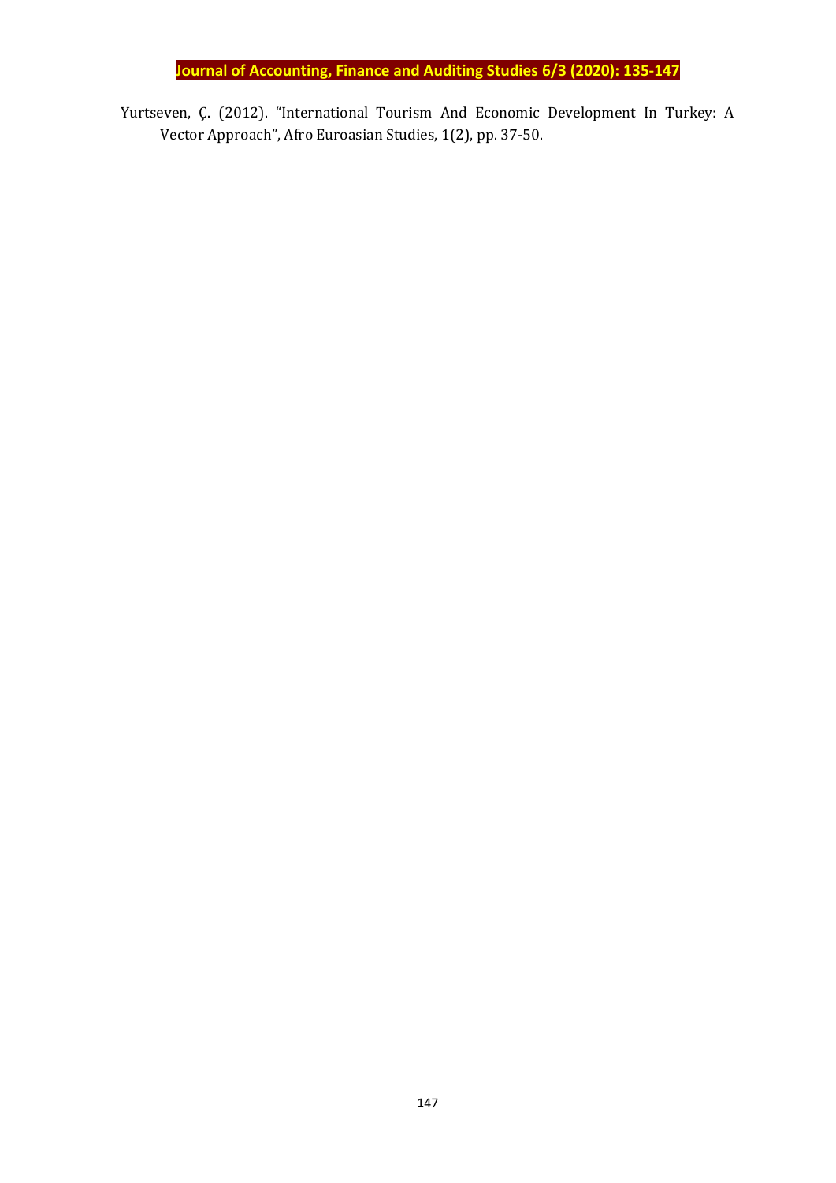Yurtseven, Ç. (2012). "International Tourism And Economic Development In Turkey: A Vector Approach", Afro Euroasian Studies, 1(2), pp. 37-50.